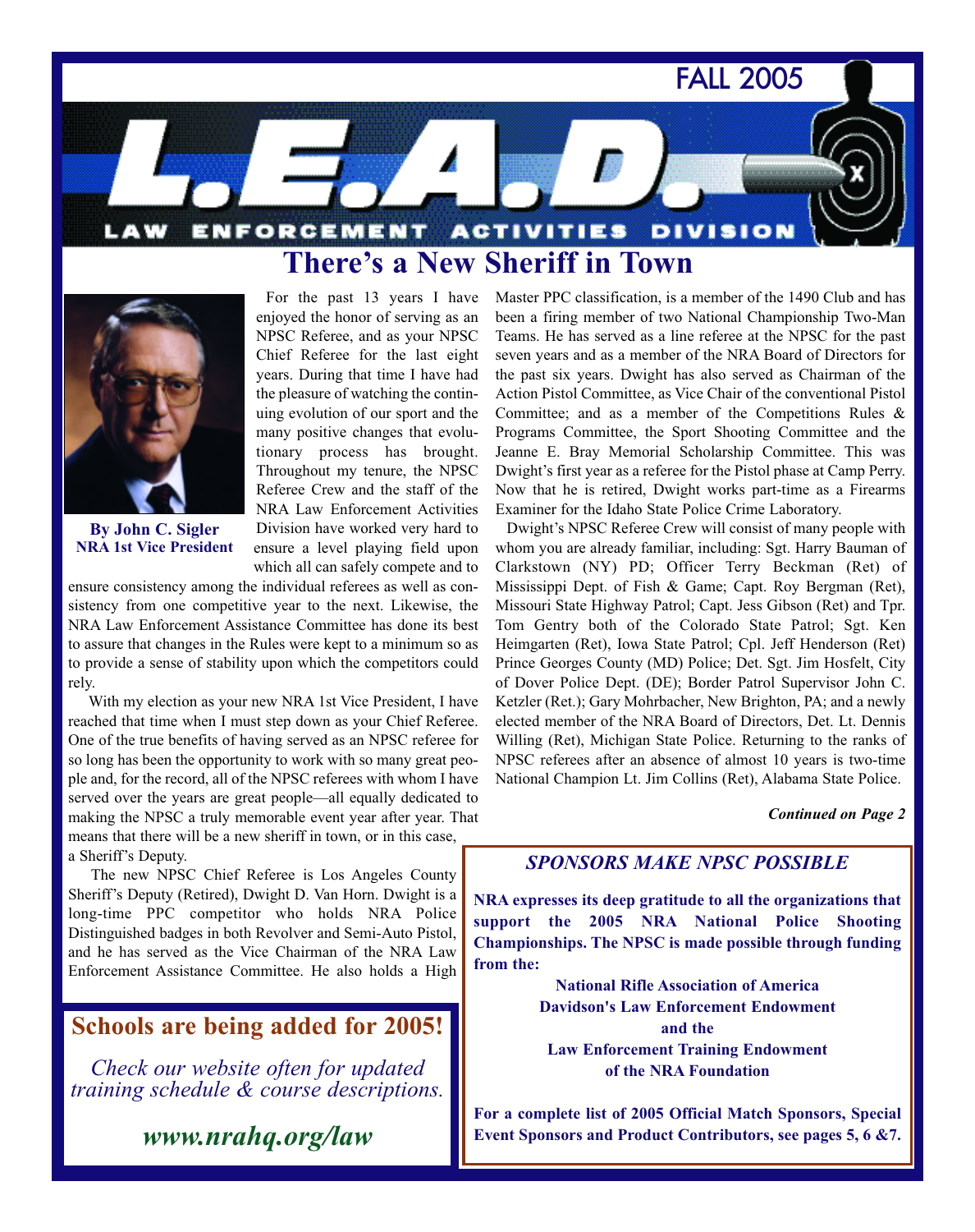FALL 2005

# L.E.A.D.

LAW ENFORCEMENT ACTIVITIES DIVISION

## There's a New Sheriff in Town

**By John C. Sigler**
**NRA 1st Vice President**

For the past 13 years I have enjoyed the honor of serving as an NPSC Referee, and as your NPSC Chief Referee for the last eight years. During that time I have had the pleasure of watching the continuing evolution of our sport and the many positive changes that evolutionary process has brought. Throughout my tenure, the NPSC Referee Crew and the staff of the NRA Law Enforcement Activities Division have worked very hard to ensure a level playing field upon which all can safely compete and to ensure consistency among the individual referees as well as consistency from one competitive year to the next. Likewise, the NRA Law Enforcement Assistance Committee has done its best to assure that changes in the Rules were kept to a minimum so as to provide a sense of stability upon which the competitors could rely.

With my election as your new NRA 1st Vice President, I have reached that time when I must step down as your Chief Referee. One of the true benefits of having served as an NPSC referee for so long has been the opportunity to work with so many great people and, for the record, all of the NPSC referees with whom I have served over the years are great people—all equally dedicated to making the NPSC a truly memorable event year after year. That means that there will be a new sheriff in town, or in this case, a Sheriff's Deputy.

The new NPSC Chief Referee is Los Angeles County Sheriff's Deputy (Retired), Dwight D. Van Horn. Dwight is a long-time PPC competitor who holds NRA Police Distinguished badges in both Revolver and Semi-Auto Pistol, and he has served as the Vice Chairman of the NRA Law Enforcement Assistance Committee. He also holds a High Master PPC classification, is a member of the 1490 Club and has been a firing member of two National Championship Two-Man Teams. He has served as a line referee at the NPSC for the past seven years and as a member of the NRA Board of Directors for the past six years. Dwight has also served as Chairman of the Action Pistol Committee, as Vice Chair of the conventional Pistol Committee; and as a member of the Competitions Rules & Programs Committee, the Sport Shooting Committee and the Jeanne E. Bray Memorial Scholarship Committee. This was Dwight's first year as a referee for the Pistol phase at Camp Perry. Now that he is retired, Dwight works part-time as a Firearms Examiner for the Idaho State Police Crime Laboratory.

Dwight's NPSC Referee Crew will consist of many people with whom you are already familiar, including: Sgt. Harry Bauman of Clarkstown (NY) PD; Officer Terry Beckman (Ret) of Mississippi Dept. of Fish & Game; Capt. Roy Bergman (Ret), Missouri State Highway Patrol; Capt. Jess Gibson (Ret) and Tpr. Tom Gentry both of the Colorado State Patrol; Sgt. Ken Heimgarten (Ret), Iowa State Patrol; Cpl. Jeff Henderson (Ret) Prince Georges County (MD) Police; Det. Sgt. Jim Hosfelt, City of Dover Police Dept. (DE); Border Patrol Supervisor John C. Ketzler (Ret.); Gary Mohrbacher, New Brighton, PA; and a newly elected member of the NRA Board of Directors, Det. Lt. Dennis Willing (Ret), Michigan State Police. Returning to the ranks of NPSC referees after an absence of almost 10 years is two-time National Champion Lt. Jim Collins (Ret), Alabama State Police.

***Continued on Page 2***

---

### Schools are being added for 2005!

*Check our website often for updated training schedule & course descriptions.*

***www.nrahq.org/law***

---

### *SPONSORS MAKE NPSC POSSIBLE*

**NRA expresses its deep gratitude to all the organizations that support the 2005 NRA National Police Shooting Championships. The NPSC is made possible through funding from the:**

**National Rifle Association of America**
**Davidson's Law Enforcement Endowment**
**and the**
**Law Enforcement Training Endowment**
**of the NRA Foundation**

**For a complete list of 2005 Official Match Sponsors, Special Event Sponsors and Product Contributors, see pages 5, 6 &7.**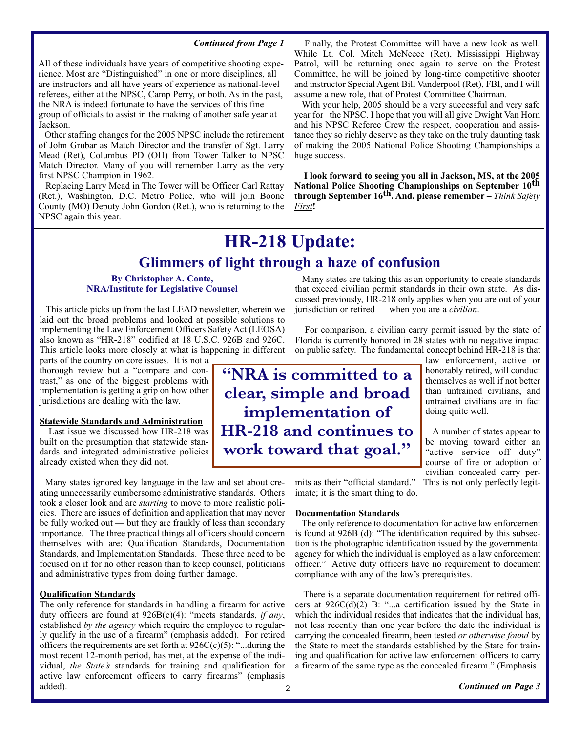*Continued from Page 1*

All of these individuals have years of competitive shooting experience. Most are "Distinguished" in one or more disciplines, all are instructors and all have years of experience as national-level referees, either at the NPSC, Camp Perry, or both. As in the past, the NRA is indeed fortunate to have the services of this fine group of officials to assist in the making of another safe year at Jackson.

Other staffing changes for the 2005 NPSC include the retirement of John Grubar as Match Director and the transfer of Sgt. Larry Mead (Ret), Columbus PD (OH) from Tower Talker to NPSC Match Director. Many of you will remember Larry as the very first NPSC Champion in 1962.

Replacing Larry Mead in The Tower will be Officer Carl Rattay (Ret.), Washington, D.C. Metro Police, who will join Boone County (MO) Deputy John Gordon (Ret.), who is returning to the NPSC again this year.

Finally, the Protest Committee will have a new look as well. While Lt. Col. Mitch McNeece (Ret), Mississippi Highway Patrol, will be returning once again to serve on the Protest Committee, he will be joined by long-time competitive shooter and instructor Special Agent Bill Vanderpool (Ret), FBI, and I will assume a new role, that of Protest Committee Chairman.

With your help, 2005 should be a very successful and very safe year for the NPSC. I hope that you will all give Dwight Van Horn and his NPSC Referee Crew the respect, cooperation and assistance they so richly deserve as they take on the truly daunting task of making the 2005 National Police Shooting Championships a huge success.

**I look forward to seeing you all in Jackson, MS, at the 2005 National Police Shooting Championships on September 10th through September 16th. And, please remember – *Think Safety First*!**

# HR-218 Update:

## Glimmers of light through a haze of confusion

**By Christopher A. Conte,**
**NRA/Institute for Legislative Counsel**

This article picks up from the last LEAD newsletter, wherein we laid out the broad problems and looked at possible solutions to implementing the Law Enforcement Officers Safety Act (LEOSA) also known as "HR-218" codified at 18 U.S.C. 926B and 926C. This article looks more closely at what is happening in different parts of the country on core issues. It is not a thorough review but a "compare and contrast," as one of the biggest problems with implementation is getting a grip on how other jurisdictions are dealing with the law.

> **"NRA is committed to a clear, simple and broad implementation of HR-218 and continues to work toward that goal."**

### Statewide Standards and Administration

Last issue we discussed how HR-218 was built on the presumption that statewide standards and integrated administrative policies already existed when they did not.

Many states ignored key language in the law and set about creating unnecessarily cumbersome administrative standards. Others took a closer look and are *starting* to move to more realistic policies. There are issues of definition and application that may never be fully worked out — but they are frankly of less than secondary importance. The three practical things all officers should concern themselves with are: Qualification Standards, Documentation Standards, and Implementation Standards. These three need to be focused on if for no other reason than to keep counsel, politicians and administrative types from doing further damage.

### Qualification Standards

The only reference for standards in handling a firearm for active duty officers are found at 926B(c)(4): "meets standards, *if any*, established *by the agency* which require the employee to regularly qualify in the use of a firearm" (emphasis added). For retired officers the requirements are set forth at 926C(c)(5): "...during the most recent 12-month period, has met, at the expense of the individual, *the State's* standards for training and qualification for active law enforcement officers to carry firearms" (emphasis added).

Many states are taking this as an opportunity to create standards that exceed civilian permit standards in their own state. As discussed previously, HR-218 only applies when you are out of your jurisdiction or retired — when you are a *civilian*.

For comparison, a civilian carry permit issued by the state of Florida is currently honored in 28 states with no negative impact on public safety. The fundamental concept behind HR-218 is that law enforcement, active or honorably retired, will conduct themselves as well if not better than untrained civilians, and untrained civilians are in fact doing quite well.

A number of states appear to be moving toward either an "active service off duty" course of fire or adoption of civilian concealed carry permits as their "official standard." This is not only perfectly legitimate; it is the smart thing to do.

### Documentation Standards

The only reference to documentation for active law enforcement is found at 926B (d): "The identification required by this subsection is the photographic identification issued by the governmental agency for which the individual is employed as a law enforcement officer." Active duty officers have no requirement to document compliance with any of the law's prerequisites.

There is a separate documentation requirement for retired officers at 926C(d)(2) B: "...a certification issued by the State in which the individual resides that indicates that the individual has, not less recently than one year before the date the individual is carrying the concealed firearm, been tested *or otherwise found* by the State to meet the standards established by the State for training and qualification for active law enforcement officers to carry a firearm of the same type as the concealed firearm." (Emphasis

*Continued on Page 3*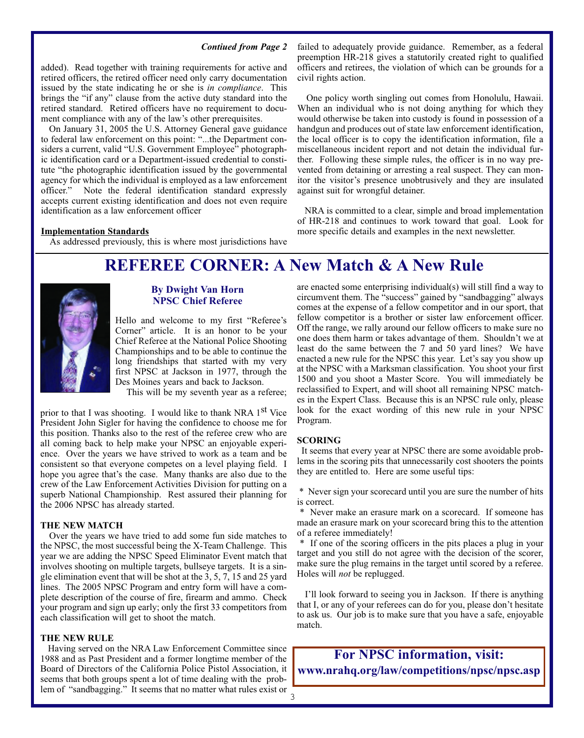*Contiued from Page 2*

added). Read together with training requirements for active and retired officers, the retired officer need only carry documentation issued by the state indicating he or she is *in compliance*. This brings the "if any" clause from the active duty standard into the retired standard. Retired officers have no requirement to document compliance with any of the law's other prerequisites.

On January 31, 2005 the U.S. Attorney General gave guidance to federal law enforcement on this point: "...the Department considers a current, valid "U.S. Government Employee" photographic identification card or a Department-issued credential to constitute "the photographic identification issued by the governmental agency for which the individual is employed as a law enforcement officer." Note the federal identification standard expressly accepts current existing identification and does not even require identification as a law enforcement officer

**Implementation Standards**

As addressed previously, this is where most jurisdictions have failed to adequately provide guidance. Remember, as a federal preemption HR-218 gives a statutorily created right to qualified officers and retirees, the violation of which can be grounds for a civil rights action.

One policy worth singling out comes from Honolulu, Hawaii. When an individual who is not doing anything for which they would otherwise be taken into custody is found in possession of a handgun and produces out of state law enforcement identification, the local officer is to copy the identification information, file a miscellaneous incident report and not detain the individual further. Following these simple rules, the officer is in no way prevented from detaining or arresting a real suspect. They can monitor the visitor's presence unobtrusively and they are insulated against suit for wrongful detainer.

NRA is committed to a clear, simple and broad implementation of HR-218 and continues to work toward that goal. Look for more specific details and examples in the next newsletter.

# REFEREE CORNER: A New Match & A New Rule

**By Dwight Van Horn**
**NPSC Chief Referee**

Hello and welcome to my first "Referee's Corner" article. It is an honor to be your Chief Referee at the National Police Shooting Championships and to be able to continue the long friendships that started with my very first NPSC at Jackson in 1977, through the Des Moines years and back to Jackson.

This will be my seventh year as a referee; prior to that I was shooting. I would like to thank NRA 1st Vice President John Sigler for having the confidence to choose me for this position. Thanks also to the rest of the referee crew who are all coming back to help make your NPSC an enjoyable experience. Over the years we have strived to work as a team and be consistent so that everyone competes on a level playing field. I hope you agree that's the case. Many thanks are also due to the crew of the Law Enforcement Activities Division for putting on a superb National Championship. Rest assured their planning for the 2006 NPSC has already started.

**THE NEW MATCH**

Over the years we have tried to add some fun side matches to the NPSC, the most successful being the X-Team Challenge. This year we are adding the NPSC Speed Eliminator Event match that involves shooting on multiple targets, bullseye targets. It is a single elimination event that will be shot at the 3, 5, 7, 15 and 25 yard lines. The 2005 NPSC Program and entry form will have a complete description of the course of fire, firearm and ammo. Check your program and sign up early; only the first 33 competitors from each classification will get to shoot the match.

**THE NEW RULE**

Having served on the NRA Law Enforcement Committee since 1988 and as Past President and a former longtime member of the Board of Directors of the California Police Pistol Association, it seems that both groups spent a lot of time dealing with the problem of "sandbagging." It seems that no matter what rules exist or are enacted some enterprising individual(s) will still find a way to circumvent them. The "success" gained by "sandbagging" always comes at the expense of a fellow competitor and in our sport, that fellow competitor is a brother or sister law enforcement officer. Off the range, we rally around our fellow officers to make sure no one does them harm or takes advantage of them. Shouldn't we at least do the same between the 7 and 50 yard lines? We have enacted a new rule for the NPSC this year. Let's say you show up at the NPSC with a Marksman classification. You shoot your first 1500 and you shoot a Master Score. You will immediately be reclassified to Expert, and will shoot all remaining NPSC matches in the Expert Class. Because this is an NPSC rule only, please look for the exact wording of this new rule in your NPSC Program.

**SCORING**

It seems that every year at NPSC there are some avoidable problems in the scoring pits that unnecessarily cost shooters the points they are entitled to. Here are some useful tips:

* Never sign your scorecard until you are sure the number of hits is correct.
* Never make an erasure mark on a scorecard. If someone has made an erasure mark on your scorecard bring this to the attention of a referee immediately!
* If one of the scoring officers in the pits places a plug in your target and you still do not agree with the decision of the scorer, make sure the plug remains in the target until scored by a referee. Holes will *not* be replugged.

I'll look forward to seeing you in Jackson. If there is anything that I, or any of your referees can do for you, please don't hesitate to ask us. Our job is to make sure that you have a safe, enjoyable match.

**For NPSC information, visit:**
**www.nrahq.org/law/competitions/npsc/npsc.asp**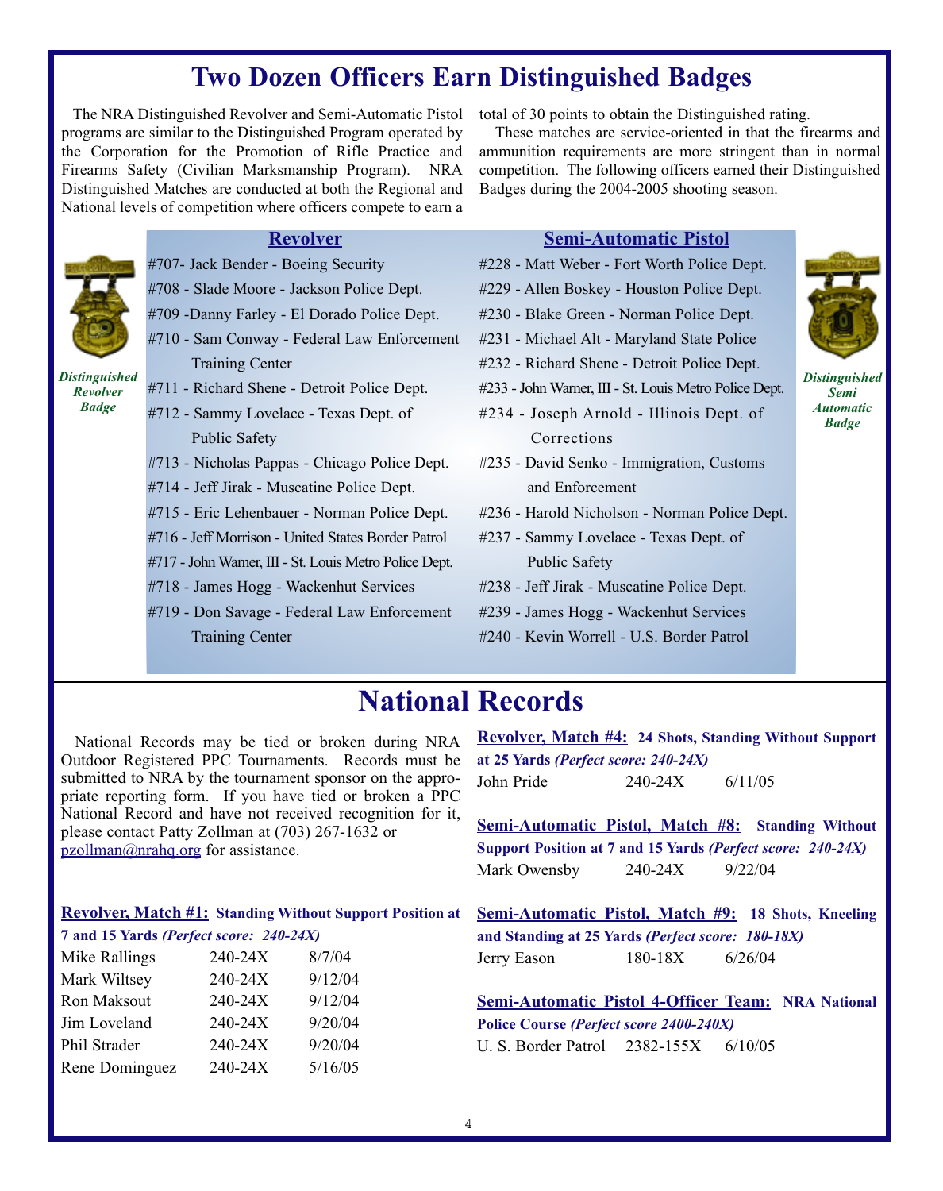# Two Dozen Officers Earn Distinguished Badges

The NRA Distinguished Revolver and Semi-Automatic Pistol programs are similar to the Distinguished Program operated by the Corporation for the Promotion of Rifle Practice and Firearms Safety (Civilian Marksmanship Program). NRA Distinguished Matches are conducted at both the Regional and National levels of competition where officers compete to earn a total of 30 points to obtain the Distinguished rating.

These matches are service-oriented in that the firearms and ammunition requirements are more stringent than in normal competition. The following officers earned their Distinguished Badges during the 2004-2005 shooting season.

*Distinguished Revolver Badge*

## Revolver

- #707- Jack Bender - Boeing Security
- #708 - Slade Moore - Jackson Police Dept.
- #709 -Danny Farley - El Dorado Police Dept.
- #710 - Sam Conway - Federal Law Enforcement Training Center
- #711 - Richard Shene - Detroit Police Dept.
- #712 - Sammy Lovelace - Texas Dept. of Public Safety
- #713 - Nicholas Pappas - Chicago Police Dept.
- #714 - Jeff Jirak - Muscatine Police Dept.
- #715 - Eric Lehenbauer - Norman Police Dept.
- #716 - Jeff Morrison - United States Border Patrol
- #717 - John Warner, III - St. Louis Metro Police Dept.
- #718 - James Hogg - Wackenhut Services
- #719 - Don Savage - Federal Law Enforcement Training Center

## Semi-Automatic Pistol

- #228 - Matt Weber - Fort Worth Police Dept.
- #229 - Allen Boskey - Houston Police Dept.
- #230 - Blake Green - Norman Police Dept.
- #231 - Michael Alt - Maryland State Police
- #232 - Richard Shene - Detroit Police Dept.
- #233 - John Warner, III - St. Louis Metro Police Dept.
- #234 - Joseph Arnold - Illinois Dept. of Corrections
- #235 - David Senko - Immigration, Customs and Enforcement
- #236 - Harold Nicholson - Norman Police Dept.
- #237 - Sammy Lovelace - Texas Dept. of Public Safety
- #238 - Jeff Jirak - Muscatine Police Dept.
- #239 - James Hogg - Wackenhut Services
- #240 - Kevin Worrell - U.S. Border Patrol

*Distinguished Semi Automatic Badge*

# National Records

National Records may be tied or broken during NRA Outdoor Registered PPC Tournaments. Records must be submitted to NRA by the tournament sponsor on the appropriate reporting form. If you have tied or broken a PPC National Record and have not received recognition for it, please contact Patty Zollman at (703) 267-1632 or pzollman@nrahq.org for assistance.

**Revolver, Match #1: Standing Without Support Position at 7 and 15 Yards** ***(Perfect score: 240-24X)***

| Name | Score | Date |
|---|---|---|
| Mike Rallings | 240-24X | 8/7/04 |
| Mark Wiltsey | 240-24X | 9/12/04 |
| Ron Maksout | 240-24X | 9/12/04 |
| Jim Loveland | 240-24X | 9/20/04 |
| Phil Strader | 240-24X | 9/20/04 |
| Rene Dominguez | 240-24X | 5/16/05 |

**Revolver, Match #4: 24 Shots, Standing Without Support at 25 Yards** ***(Perfect score: 240-24X)***

| Name | Score | Date |
|---|---|---|
| John Pride | 240-24X | 6/11/05 |

**Semi-Automatic Pistol, Match #8: Standing Without Support Position at 7 and 15 Yards** ***(Perfect score: 240-24X)***

| Name | Score | Date |
|---|---|---|
| Mark Owensby | 240-24X | 9/22/04 |

**Semi-Automatic Pistol, Match #9: 18 Shots, Kneeling and Standing at 25 Yards** ***(Perfect score: 180-18X)***

| Name | Score | Date |
|---|---|---|
| Jerry Eason | 180-18X | 6/26/04 |

**Semi-Automatic Pistol 4-Officer Team: NRA National Police Course** ***(Perfect score 2400-240X)***

| Name | Score | Date |
|---|---|---|
| U. S. Border Patrol | 2382-155X | 6/10/05 |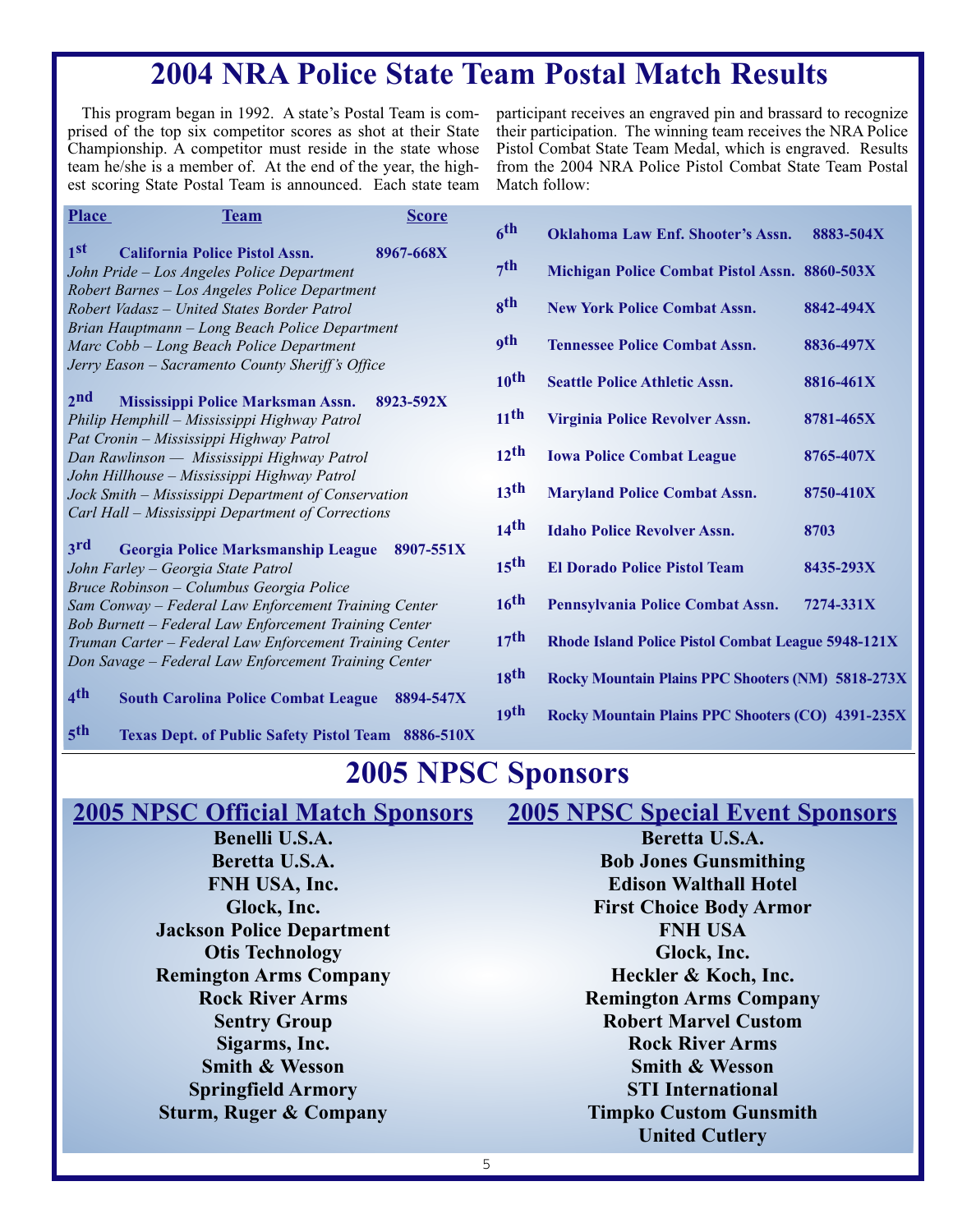# 2004 NRA Police State Team Postal Match Results

This program began in 1992. A state's Postal Team is comprised of the top six competitor scores as shot at their State Championship. A competitor must reside in the state whose team he/she is a member of. At the end of the year, the highest scoring State Postal Team is announced. Each state team participant receives an engraved pin and brassard to recognize their participation. The winning team receives the NRA Police Pistol Combat State Team Medal, which is engraved. Results from the 2004 NRA Police Pistol Combat State Team Postal Match follow:

| Place | Team | Score |
|---|---|---|
| 1st | **California Police Pistol Assn.** | **8967-668X** |

*John Pride – Los Angeles Police Department*
*Robert Barnes – Los Angeles Police Department*
*Robert Vadasz – United States Border Patrol*
*Brian Hauptmann – Long Beach Police Department*
*Marc Cobb – Long Beach Police Department*
*Jerry Eason – Sacramento County Sheriff's Office*

| Place | Team | Score |
|---|---|---|
| 2nd | **Mississippi Police Marksman Assn.** | **8923-592X** |

*Philip Hemphill – Mississippi Highway Patrol*
*Pat Cronin – Mississippi Highway Patrol*
*Dan Rawlinson — Mississippi Highway Patrol*
*John Hillhouse – Mississippi Highway Patrol*
*Jock Smith – Mississippi Department of Conservation*
*Carl Hall – Mississippi Department of Corrections*

| Place | Team | Score |
|---|---|---|
| 3rd | **Georgia Police Marksmanship League** | **8907-551X** |

*John Farley – Georgia State Patrol*
*Bruce Robinson – Columbus Georgia Police*
*Sam Conway – Federal Law Enforcement Training Center*
*Bob Burnett – Federal Law Enforcement Training Center*
*Truman Carter – Federal Law Enforcement Training Center*
*Don Savage – Federal Law Enforcement Training Center*

| Place | Team | Score |
|---|---|---|
| 4th | **South Carolina Police Combat League** | **8894-547X** |
| 5th | **Texas Dept. of Public Safety Pistol Team** | **8886-510X** |
| 6th | **Oklahoma Law Enf. Shooter's Assn.** | **8883-504X** |
| 7th | **Michigan Police Combat Pistol Assn.** | **8860-503X** |
| 8th | **New York Police Combat Assn.** | **8842-494X** |
| 9th | **Tennessee Police Combat Assn.** | **8836-497X** |
| 10th | **Seattle Police Athletic Assn.** | **8816-461X** |
| 11th | **Virginia Police Revolver Assn.** | **8781-465X** |
| 12th | **Iowa Police Combat League** | **8765-407X** |
| 13th | **Maryland Police Combat Assn.** | **8750-410X** |
| 14th | **Idaho Police Revolver Assn.** | **8703** |
| 15th | **El Dorado Police Pistol Team** | **8435-293X** |
| 16th | **Pennsylvania Police Combat Assn.** | **7274-331X** |
| 17th | **Rhode Island Police Pistol Combat League** | **5948-121X** |
| 18th | **Rocky Mountain Plains PPC Shooters (NM)** | **5818-273X** |
| 19th | **Rocky Mountain Plains PPC Shooters (CO)** | **4391-235X** |

# 2005 NPSC Sponsors

## 2005 NPSC Official Match Sponsors

**Benelli U.S.A.**
**Beretta U.S.A.**
**FNH USA, Inc.**
**Glock, Inc.**
**Jackson Police Department**
**Otis Technology**
**Remington Arms Company**
**Rock River Arms**
**Sentry Group**
**Sigarms, Inc.**
**Smith & Wesson**
**Springfield Armory**
**Sturm, Ruger & Company**

## 2005 NPSC Special Event Sponsors

**Beretta U.S.A.**
**Bob Jones Gunsmithing**
**Edison Walthall Hotel**
**First Choice Body Armor**
**FNH USA**
**Glock, Inc.**
**Heckler & Koch, Inc.**
**Remington Arms Company**
**Robert Marvel Custom**
**Rock River Arms**
**Smith & Wesson**
**STI International**
**Timpko Custom Gunsmith**
**United Cutlery**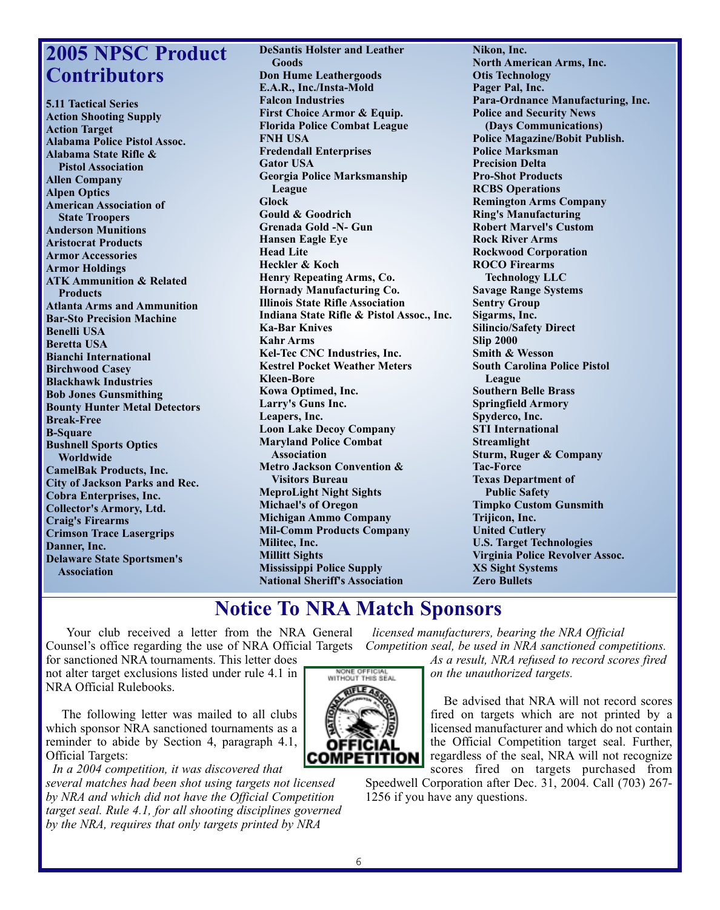## 2005 NPSC Product Contributors

**5.11 Tactical Series**
**Action Shooting Supply**
**Action Target**
**Alabama Police Pistol Assoc.**
**Alabama State Rifle & Pistol Association**
**Allen Company**
**Alpen Optics**
**American Association of State Troopers**
**Anderson Munitions**
**Aristocrat Products**
**Armor Accessories**
**Armor Holdings**
**ATK Ammunition & Related Products**
**Atlanta Arms and Ammunition**
**Bar-Sto Precision Machine**
**Benelli USA**
**Beretta USA**
**Bianchi International**
**Birchwood Casey**
**Blackhawk Industries**
**Bob Jones Gunsmithing**
**Bounty Hunter Metal Detectors**
**Break-Free**
**B-Square**
**Bushnell Sports Optics Worldwide**
**CamelBak Products, Inc.**
**City of Jackson Parks and Rec.**
**Cobra Enterprises, Inc.**
**Collector's Armory, Ltd.**
**Craig's Firearms**
**Crimson Trace Lasergrips**
**Danner, Inc.**
**Delaware State Sportsmen's Association**
**DeSantis Holster and Leather Goods**
**Don Hume Leathergoods**
**E.A.R., Inc./Insta-Mold**
**Falcon Industries**
**First Choice Armor & Equip.**
**Florida Police Combat League**
**FNH USA**
**Fredendall Enterprises**
**Gator USA**
**Georgia Police Marksmanship League**
**Glock**
**Gould & Goodrich**
**Grenada Gold -N- Gun**
**Hansen Eagle Eye**
**Head Lite**
**Heckler & Koch**
**Henry Repeating Arms, Co.**
**Hornady Manufacturing Co.**
**Illinois State Rifle Association**
**Indiana State Rifle & Pistol Assoc., Inc.**
**Ka-Bar Knives**
**Kahr Arms**
**Kel-Tec CNC Industries, Inc.**
**Kestrel Pocket Weather Meters**
**Kleen-Bore**
**Kowa Optimed, Inc.**
**Larry's Guns Inc.**
**Leapers, Inc.**
**Loon Lake Decoy Company**
**Maryland Police Combat Association**
**Metro Jackson Convention & Visitors Bureau**
**MeproLight Night Sights**
**Michael's of Oregon**
**Michigan Ammo Company**
**Mil-Comm Products Company**
**Militec, Inc.**
**Millitt Sights**
**Mississippi Police Supply**
**National Sheriff's Association**
**Nikon, Inc.**
**North American Arms, Inc.**
**Otis Technology**
**Pager Pal, Inc.**
**Para-Ordnance Manufacturing, Inc.**
**Police and Security News (Days Communications)**
**Police Magazine/Bobit Publish.**
**Police Marksman**
**Precision Delta**
**Pro-Shot Products**
**RCBS Operations**
**Remington Arms Company**
**Ring's Manufacturing**
**Robert Marvel's Custom**
**Rock River Arms**
**Rockwood Corporation**
**ROCO Firearms Technology LLC**
**Savage Range Systems**
**Sentry Group**
**Sigarms, Inc.**
**Silincio/Safety Direct**
**Slip 2000**
**Smith & Wesson**
**South Carolina Police Pistol League**
**Southern Belle Brass**
**Springfield Armory**
**Spyderco, Inc.**
**STI International**
**Streamlight**
**Sturm, Ruger & Company**
**Tac-Force**
**Texas Department of Public Safety**
**Timpko Custom Gunsmith**
**Trijicon, Inc.**
**United Cutlery**
**U.S. Target Technologies**
**Virginia Police Revolver Assoc.**
**XS Sight Systems**
**Zero Bullets**

## Notice To NRA Match Sponsors

Your club received a letter from the NRA General Counsel's office regarding the use of NRA Official Targets for sanctioned NRA tournaments. This letter does not alter target exclusions listed under rule 4.1 in NRA Official Rulebooks.

The following letter was mailed to all clubs which sponsor NRA sanctioned tournaments as a reminder to abide by Section 4, paragraph 4.1, Official Targets:

*In a 2004 competition, it was discovered that several matches had been shot using targets not licensed by NRA and which did not have the Official Competition target seal. Rule 4.1, for all shooting disciplines governed by the NRA, requires that only targets printed by NRA licensed manufacturers, bearing the NRA Official Competition seal, be used in NRA sanctioned competitions. As a result, NRA refused to record scores fired on the unauthorized targets.*

NONE OFFICIAL WITHOUT THIS SEAL
NATIONAL RIFLE ASSOCIATION
OFFICIAL COMPETITION

Be advised that NRA will not record scores fired on targets which are not printed by a licensed manufacturer and which do not contain the Official Competition target seal. Further, regardless of the seal, NRA will not recognize scores fired on targets purchased from Speedwell Corporation after Dec. 31, 2004. Call (703) 267-1256 if you have any questions.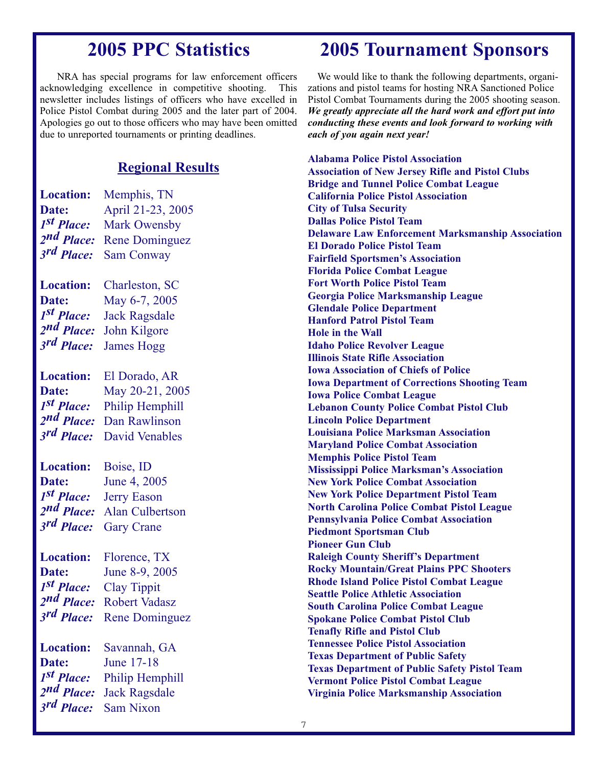# 2005 PPC Statistics

NRA has special programs for law enforcement officers acknowledging excellence in competitive shooting. This newsletter includes listings of officers who have excelled in Police Pistol Combat during 2005 and the later part of 2004. Apologies go out to those officers who may have been omitted due to unreported tournaments or printing deadlines.

## Regional Results

**Location:** Memphis, TN
**Date:** April 21-23, 2005
***1st Place:*** Mark Owensby
***2nd Place:*** Rene Dominguez
***3rd Place:*** Sam Conway

**Location:** Charleston, SC
**Date:** May 6-7, 2005
***1st Place:*** Jack Ragsdale
***2nd Place:*** John Kilgore
***3rd Place:*** James Hogg

**Location:** El Dorado, AR
**Date:** May 20-21, 2005
***1st Place:*** Philip Hemphill
***2nd Place:*** Dan Rawlinson
***3rd Place:*** David Venables

**Location:** Boise, ID
**Date:** June 4, 2005
***1st Place:*** Jerry Eason
***2nd Place:*** Alan Culbertson
***3rd Place:*** Gary Crane

**Location:** Florence, TX
**Date:** June 8-9, 2005
***1st Place:*** Clay Tippit
***2nd Place:*** Robert Vadasz
***3rd Place:*** Rene Dominguez

**Location:** Savannah, GA
**Date:** June 17-18
***1st Place:*** Philip Hemphill
***2nd Place:*** Jack Ragsdale
***3rd Place:*** Sam Nixon

# 2005 Tournament Sponsors

We would like to thank the following departments, organizations and pistol teams for hosting NRA Sanctioned Police Pistol Combat Tournaments during the 2005 shooting season. ***We greatly appreciate all the hard work and effort put into conducting these events and look forward to working with each of you again next year!***

**Alabama Police Pistol Association**
**Association of New Jersey Rifle and Pistol Clubs**
**Bridge and Tunnel Police Combat League**
**California Police Pistol Association**
**City of Tulsa Security**
**Dallas Police Pistol Team**
**Delaware Law Enforcement Marksmanship Association**
**El Dorado Police Pistol Team**
**Fairfield Sportsmen's Association**
**Florida Police Combat League**
**Fort Worth Police Pistol Team**
**Georgia Police Marksmanship League**
**Glendale Police Department**
**Hanford Patrol Pistol Team**
**Hole in the Wall**
**Idaho Police Revolver League**
**Illinois State Rifle Association**
**Iowa Association of Chiefs of Police**
**Iowa Department of Corrections Shooting Team**
**Iowa Police Combat League**
**Lebanon County Police Combat Pistol Club**
**Lincoln Police Department**
**Louisiana Police Marksman Association**
**Maryland Police Combat Association**
**Memphis Police Pistol Team**
**Mississippi Police Marksman's Association**
**New York Police Combat Association**
**New York Police Department Pistol Team**
**North Carolina Police Combat Pistol League**
**Pennsylvania Police Combat Association**
**Piedmont Sportsman Club**
**Pioneer Gun Club**
**Raleigh County Sheriff's Department**
**Rocky Mountain/Great Plains PPC Shooters**
**Rhode Island Police Pistol Combat League**
**Seattle Police Athletic Association**
**South Carolina Police Combat League**
**Spokane Police Combat Pistol Club**
**Tenafly Rifle and Pistol Club**
**Tennessee Police Pistol Association**
**Texas Department of Public Safety**
**Texas Department of Public Safety Pistol Team**
**Vermont Police Pistol Combat League**
**Virginia Police Marksmanship Association**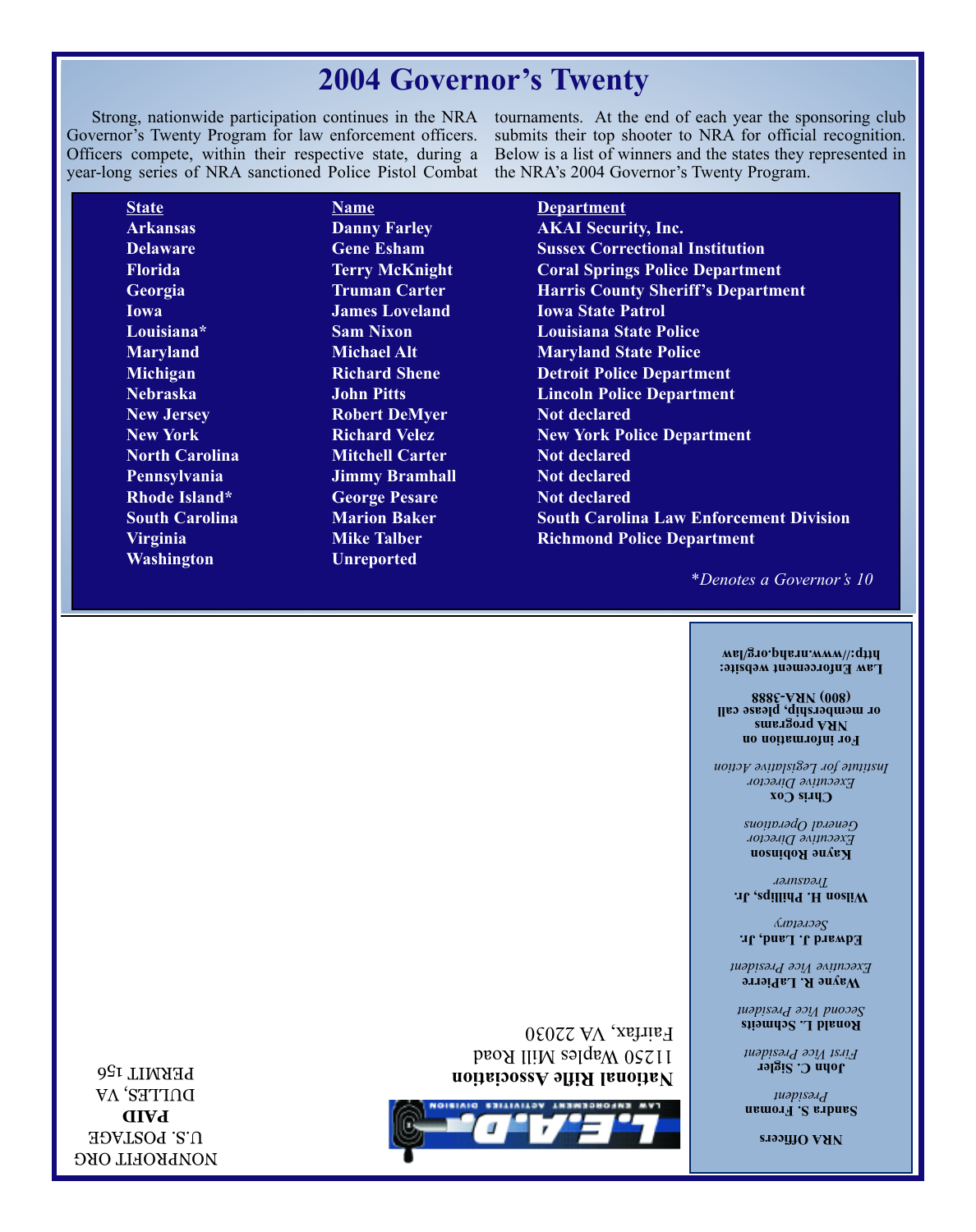# 2004 Governor's Twenty

Strong, nationwide participation continues in the NRA Governor's Twenty Program for law enforcement officers. Officers compete, within their respective state, during a year-long series of NRA sanctioned Police Pistol Combat tournaments. At the end of each year the sponsoring club submits their top shooter to NRA for official recognition. Below is a list of winners and the states they represented in the NRA's 2004 Governor's Twenty Program.

| State | Name | Department |
|---|---|---|
| Arkansas | Danny Farley | AKAI Security, Inc. |
| Delaware | Gene Esham | Sussex Correctional Institution |
| Florida | Terry McKnight | Coral Springs Police Department |
| Georgia | Truman Carter | Harris County Sheriff's Department |
| Iowa | James Loveland | Iowa State Patrol |
| Louisiana* | Sam Nixon | Louisiana State Police |
| Maryland | Michael Alt | Maryland State Police |
| Michigan | Richard Shene | Detroit Police Department |
| Nebraska | John Pitts | Lincoln Police Department |
| New Jersey | Robert DeMyer | Not declared |
| New York | Richard Velez | New York Police Department |
| North Carolina | Mitchell Carter | Not declared |
| Pennsylvania | Jimmy Bramhall | Not declared |
| Rhode Island* | George Pesare | Not declared |
| South Carolina | Marion Baker | South Carolina Law Enforcement Division |
| Virginia | Mike Talber | Richmond Police Department |
| Washington | Unreported | |

*\*Denotes a Governor's 10*

**NRA Officers**

**Sandra S. Froman**
*President*

**John C. Sigler**
*First Vice President*

**Ronald L. Schmeits**
*Second Vice President*

**Wayne R. LaPierre**
*Executive Vice President*

**Edward J. Land, Jr.**
*Secretary*

**Wilson H. Phillips, Jr.**
*Treasurer*

**Kayne Robinson**
*Executive Director*
*General Operations*

**Chris Cox**
*Executive Director*
*Institute for Legislative Action*

**For information on NRA programs or membership, please call (800) NRA-3888**

**Law Enforcement website: http://www.nrahq.org/law**

L.E.A.D. LAW ENFORCEMENT ACTIVITIES DIVISION

**National Rifle Association**
11250 Waples Mill Road
Fairfax, VA 22030

NONPROFIT ORG
U.S. POSTAGE
**PAID**
DULLES, VA
PERMIT 156